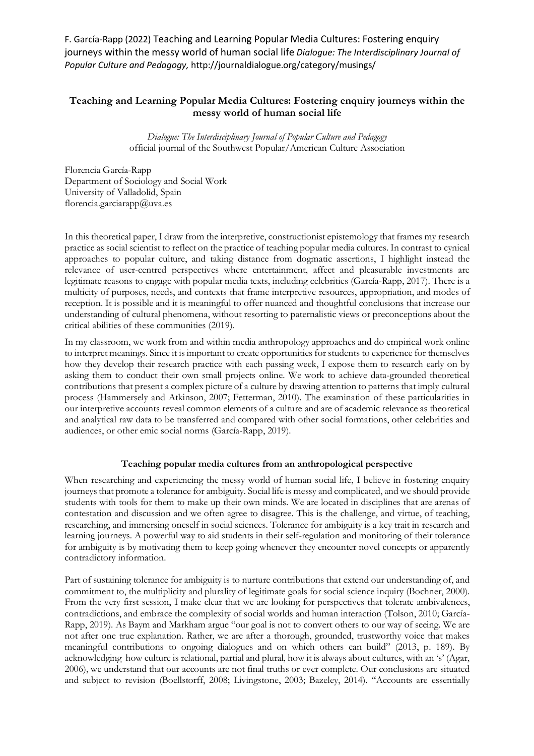# Teaching and Learning Popular Media Cultures: Fostering enquiry journeys within the messy world of human social life

*Dialogue: The Interdisciplinary Journal of Popular Culture and Pedagogy*
official journal of the Southwest Popular/American Culture Association

Florencia García-Rapp
Department of Sociology and Social Work
University of Valladolid, Spain
florencia.garciarapp@uva.es

In this theoretical paper, I draw from the interpretive, constructionist epistemology that frames my research practice as social scientist to reflect on the practice of teaching popular media cultures. In contrast to cynical approaches to popular culture, and taking distance from dogmatic assertions, I highlight instead the relevance of user-centred perspectives where entertainment, affect and pleasurable investments are legitimate reasons to engage with popular media texts, including celebrities (García-Rapp, 2017). There is a multicity of purposes, needs, and contexts that frame interpretive resources, appropriation, and modes of reception. It is possible and it is meaningful to offer nuanced and thoughtful conclusions that increase our understanding of cultural phenomena, without resorting to paternalistic views or preconceptions about the critical abilities of these communities (2019).

In my classroom, we work from and within media anthropology approaches and do empirical work online to interpret meanings. Since it is important to create opportunities for students to experience for themselves how they develop their research practice with each passing week, I expose them to research early on by asking them to conduct their own small projects online. We work to achieve data-grounded theoretical contributions that present a complex picture of a culture by drawing attention to patterns that imply cultural process (Hammersely and Atkinson, 2007; Fetterman, 2010). The examination of these particularities in our interpretive accounts reveal common elements of a culture and are of academic relevance as theoretical and analytical raw data to be transferred and compared with other social formations, other celebrities and audiences, or other emic social norms (García-Rapp, 2019).

## Teaching popular media cultures from an anthropological perspective

When researching and experiencing the messy world of human social life, I believe in fostering enquiry journeys that promote a tolerance for ambiguity. Social life is messy and complicated, and we should provide students with tools for them to make up their own minds. We are located in disciplines that are arenas of contestation and discussion and we often agree to disagree. This is the challenge, and virtue, of teaching, researching, and immersing oneself in social sciences. Tolerance for ambiguity is a key trait in research and learning journeys. A powerful way to aid students in their self-regulation and monitoring of their tolerance for ambiguity is by motivating them to keep going whenever they encounter novel concepts or apparently contradictory information.

Part of sustaining tolerance for ambiguity is to nurture contributions that extend our understanding of, and commitment to, the multiplicity and plurality of legitimate goals for social science inquiry (Bochner, 2000). From the very first session, I make clear that we are looking for perspectives that tolerate ambivalences, contradictions, and embrace the complexity of social worlds and human interaction (Tolson, 2010; García-Rapp, 2019). As Baym and Markham argue "our goal is not to convert others to our way of seeing. We are not after one true explanation. Rather, we are after a thorough, grounded, trustworthy voice that makes meaningful contributions to ongoing dialogues and on which others can build" (2013, p. 189). By acknowledging how culture is relational, partial and plural, how it is always about cultures, with an 's' (Agar, 2006), we understand that our accounts are not final truths or ever complete. Our conclusions are situated and subject to revision (Boellstorff, 2008; Livingstone, 2003; Bazeley, 2014). "Accounts are essentially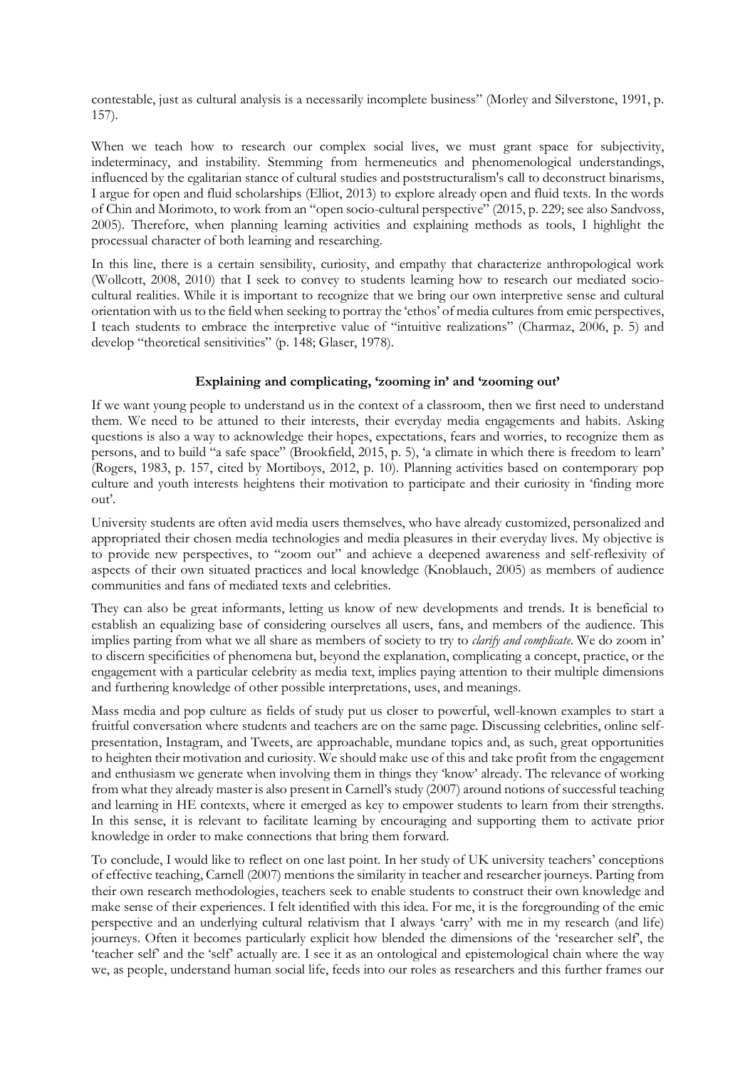contestable, just as cultural analysis is a necessarily incomplete business" (Morley and Silverstone, 1991, p. 157).

When we teach how to research our complex social lives, we must grant space for subjectivity, indeterminacy, and instability. Stemming from hermeneutics and phenomenological understandings, influenced by the egalitarian stance of cultural studies and poststructuralism's call to deconstruct binarisms, I argue for open and fluid scholarships (Elliot, 2013) to explore already open and fluid texts. In the words of Chin and Morimoto, to work from an "open socio-cultural perspective" (2015, p. 229; see also Sandvoss, 2005). Therefore, when planning learning activities and explaining methods as tools, I highlight the processual character of both learning and researching.

In this line, there is a certain sensibility, curiosity, and empathy that characterize anthropological work (Wollcott, 2008, 2010) that I seek to convey to students learning how to research our mediated socio-cultural realities. While it is important to recognize that we bring our own interpretive sense and cultural orientation with us to the field when seeking to portray the 'ethos' of media cultures from emic perspectives, I teach students to embrace the interpretive value of "intuitive realizations" (Charmaz, 2006, p. 5) and develop "theoretical sensitivities" (p. 148; Glaser, 1978).

### Explaining and complicating, 'zooming in' and 'zooming out'

If we want young people to understand us in the context of a classroom, then we first need to understand them. We need to be attuned to their interests, their everyday media engagements and habits. Asking questions is also a way to acknowledge their hopes, expectations, fears and worries, to recognize them as persons, and to build "a safe space" (Brookfield, 2015, p. 5), 'a climate in which there is freedom to learn' (Rogers, 1983, p. 157, cited by Mortiboys, 2012, p. 10). Planning activities based on contemporary pop culture and youth interests heightens their motivation to participate and their curiosity in 'finding more out'.

University students are often avid media users themselves, who have already customized, personalized and appropriated their chosen media technologies and media pleasures in their everyday lives. My objective is to provide new perspectives, to "zoom out" and achieve a deepened awareness and self-reflexivity of aspects of their own situated practices and local knowledge (Knoblauch, 2005) as members of audience communities and fans of mediated texts and celebrities.

They can also be great informants, letting us know of new developments and trends. It is beneficial to establish an equalizing base of considering ourselves all users, fans, and members of the audience. This implies parting from what we all share as members of society to try to *clarify and complicate*. We do zoom in' to discern specificities of phenomena but, beyond the explanation, complicating a concept, practice, or the engagement with a particular celebrity as media text, implies paying attention to their multiple dimensions and furthering knowledge of other possible interpretations, uses, and meanings.

Mass media and pop culture as fields of study put us closer to powerful, well-known examples to start a fruitful conversation where students and teachers are on the same page. Discussing celebrities, online self-presentation, Instagram, and Tweets, are approachable, mundane topics and, as such, great opportunities to heighten their motivation and curiosity. We should make use of this and take profit from the engagement and enthusiasm we generate when involving them in things they 'know' already. The relevance of working from what they already master is also present in Carnell's study (2007) around notions of successful teaching and learning in HE contexts, where it emerged as key to empower students to learn from their strengths. In this sense, it is relevant to facilitate learning by encouraging and supporting them to activate prior knowledge in order to make connections that bring them forward.

To conclude, I would like to reflect on one last point. In her study of UK university teachers' conceptions of effective teaching, Carnell (2007) mentions the similarity in teacher and researcher journeys. Parting from their own research methodologies, teachers seek to enable students to construct their own knowledge and make sense of their experiences. I felt identified with this idea. For me, it is the foregrounding of the emic perspective and an underlying cultural relativism that I always 'carry' with me in my research (and life) journeys. Often it becomes particularly explicit how blended the dimensions of the 'researcher self', the 'teacher self' and the 'self' actually are. I see it as an ontological and epistemological chain where the way we, as people, understand human social life, feeds into our roles as researchers and this further frames our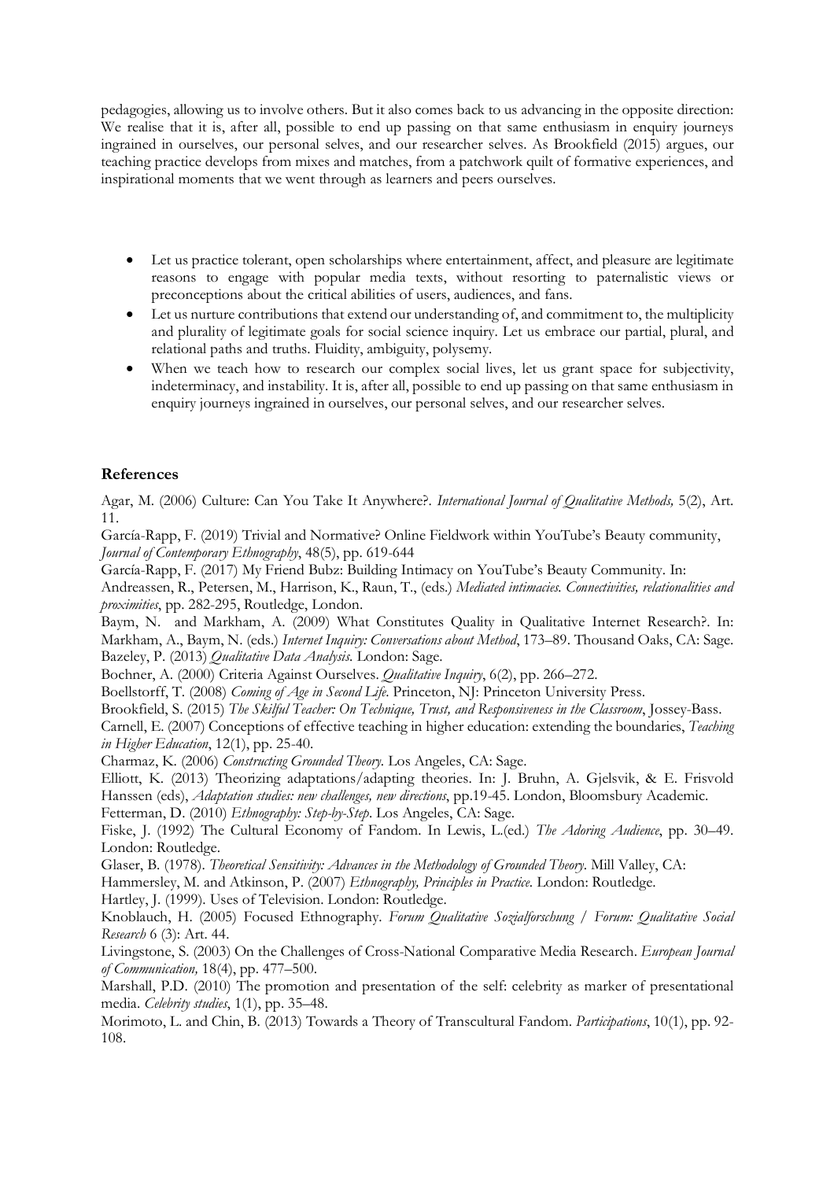pedagogies, allowing us to involve others. But it also comes back to us advancing in the opposite direction: We realise that it is, after all, possible to end up passing on that same enthusiasm in enquiry journeys ingrained in ourselves, our personal selves, and our researcher selves. As Brookfield (2015) argues, our teaching practice develops from mixes and matches, from a patchwork quilt of formative experiences, and inspirational moments that we went through as learners and peers ourselves.

- Let us practice tolerant, open scholarships where entertainment, affect, and pleasure are legitimate reasons to engage with popular media texts, without resorting to paternalistic views or preconceptions about the critical abilities of users, audiences, and fans.
- Let us nurture contributions that extend our understanding of, and commitment to, the multiplicity and plurality of legitimate goals for social science inquiry. Let us embrace our partial, plural, and relational paths and truths. Fluidity, ambiguity, polysemy.
- When we teach how to research our complex social lives, let us grant space for subjectivity, indeterminacy, and instability. It is, after all, possible to end up passing on that same enthusiasm in enquiry journeys ingrained in ourselves, our personal selves, and our researcher selves.

## References

Agar, M. (2006) Culture: Can You Take It Anywhere?. *International Journal of Qualitative Methods,* 5(2), Art. 11.

García-Rapp, F. (2019) Trivial and Normative? Online Fieldwork within YouTube's Beauty community, *Journal of Contemporary Ethnography*, 48(5), pp. 619-644

García-Rapp, F. (2017) My Friend Bubz: Building Intimacy on YouTube's Beauty Community. In: Andreassen, R., Petersen, M., Harrison, K., Raun, T., (eds.) *Mediated intimacies. Connectivities, relationalities and proximities*, pp. 282-295, Routledge, London.

Baym, N. and Markham, A. (2009) What Constitutes Quality in Qualitative Internet Research?. In: Markham, A., Baym, N. (eds.) *Internet Inquiry: Conversations about Method*, 173–89. Thousand Oaks, CA: Sage.

Bazeley, P. (2013) *Qualitative Data Analysis*. London: Sage.

Bochner, A. (2000) Criteria Against Ourselves. *Qualitative Inquiry*, 6(2), pp. 266–272.

Boellstorff, T. (2008) *Coming of Age in Second Life*. Princeton, NJ: Princeton University Press.

Brookfield, S. (2015) *The Skilful Teacher: On Technique, Trust, and Responsiveness in the Classroom*, Jossey-Bass.

Carnell, E. (2007) Conceptions of effective teaching in higher education: extending the boundaries, *Teaching in Higher Education*, 12(1), pp. 25-40.

Charmaz, K. (2006) *Constructing Grounded Theory*. Los Angeles, CA: Sage.

Elliott, K. (2013) Theorizing adaptations/adapting theories. In: J. Bruhn, A. Gjelsvik, & E. Frisvold Hanssen (eds), *Adaptation studies: new challenges, new directions*, pp.19-45. London, Bloomsbury Academic.

Fetterman, D. (2010) *Ethnography: Step-by-Step*. Los Angeles, CA: Sage.

Fiske, J. (1992) The Cultural Economy of Fandom. In Lewis, L.(ed.) *The Adoring Audience*, pp. 30–49. London: Routledge.

Glaser, B. (1978). *Theoretical Sensitivity: Advances in the Methodology of Grounded Theory*. Mill Valley, CA:

Hammersley, M. and Atkinson, P. (2007) *Ethnography, Principles in Practice*. London: Routledge.

Hartley, J. (1999). Uses of Television. London: Routledge.

Knoblauch, H. (2005) Focused Ethnography. *Forum Qualitative Sozialforschung / Forum: Qualitative Social Research* 6 (3): Art. 44.

Livingstone, S. (2003) On the Challenges of Cross-National Comparative Media Research. *European Journal of Communication,* 18(4), pp. 477–500.

Marshall, P.D. (2010) The promotion and presentation of the self: celebrity as marker of presentational media. *Celebrity studies*, 1(1), pp. 35–48.

Morimoto, L. and Chin, B. (2013) Towards a Theory of Transcultural Fandom. *Participations*, 10(1), pp. 92-108.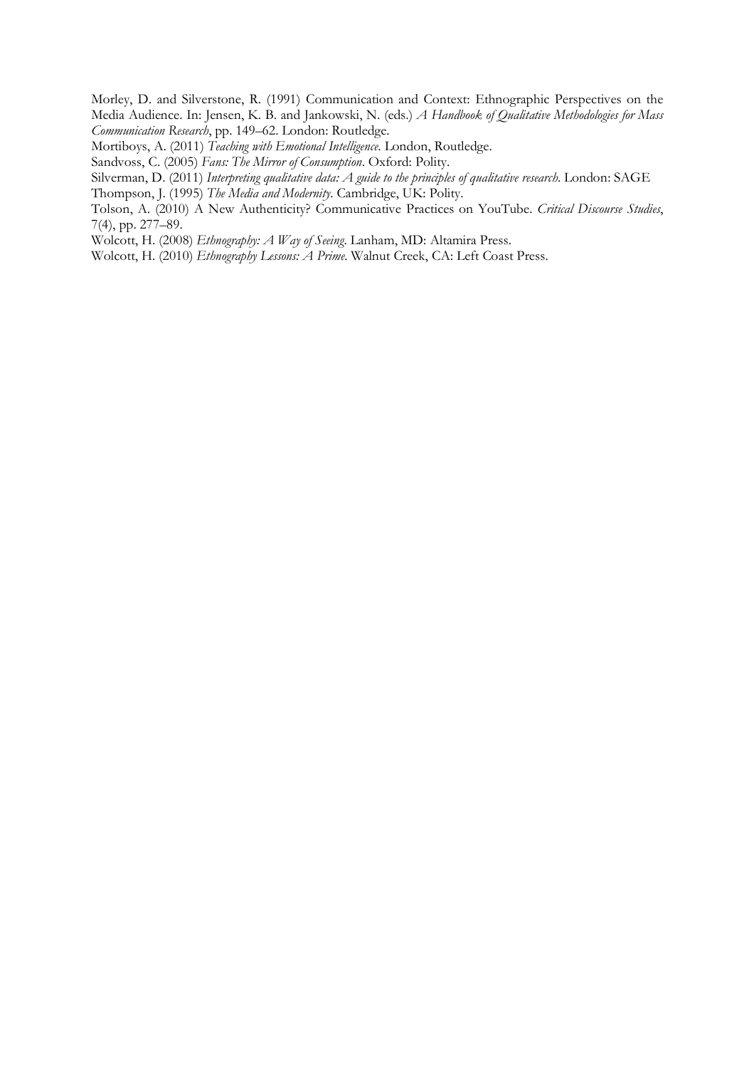Morley, D. and Silverstone, R. (1991) Communication and Context: Ethnographic Perspectives on the Media Audience. In: Jensen, K. B. and Jankowski, N. (eds.) *A Handbook of Qualitative Methodologies for Mass Communication Research*, pp. 149–62. London: Routledge.

Mortiboys, A. (2011) *Teaching with Emotional Intelligence.* London, Routledge.

Sandvoss, C. (2005) *Fans: The Mirror of Consumption*. Oxford: Polity.

Silverman, D. (2011) *Interpreting qualitative data: A guide to the principles of qualitative research*. London: SAGE

Thompson, J. (1995) *The Media and Modernity*. Cambridge, UK: Polity.

Tolson, A. (2010) A New Authenticity? Communicative Practices on YouTube. *Critical Discourse Studies*, 7(4), pp. 277–89.

Wolcott, H. (2008) *Ethnography: A Way of Seeing*. Lanham, MD: Altamira Press.

Wolcott, H. (2010) *Ethnography Lessons: A Prime*. Walnut Creek, CA: Left Coast Press.